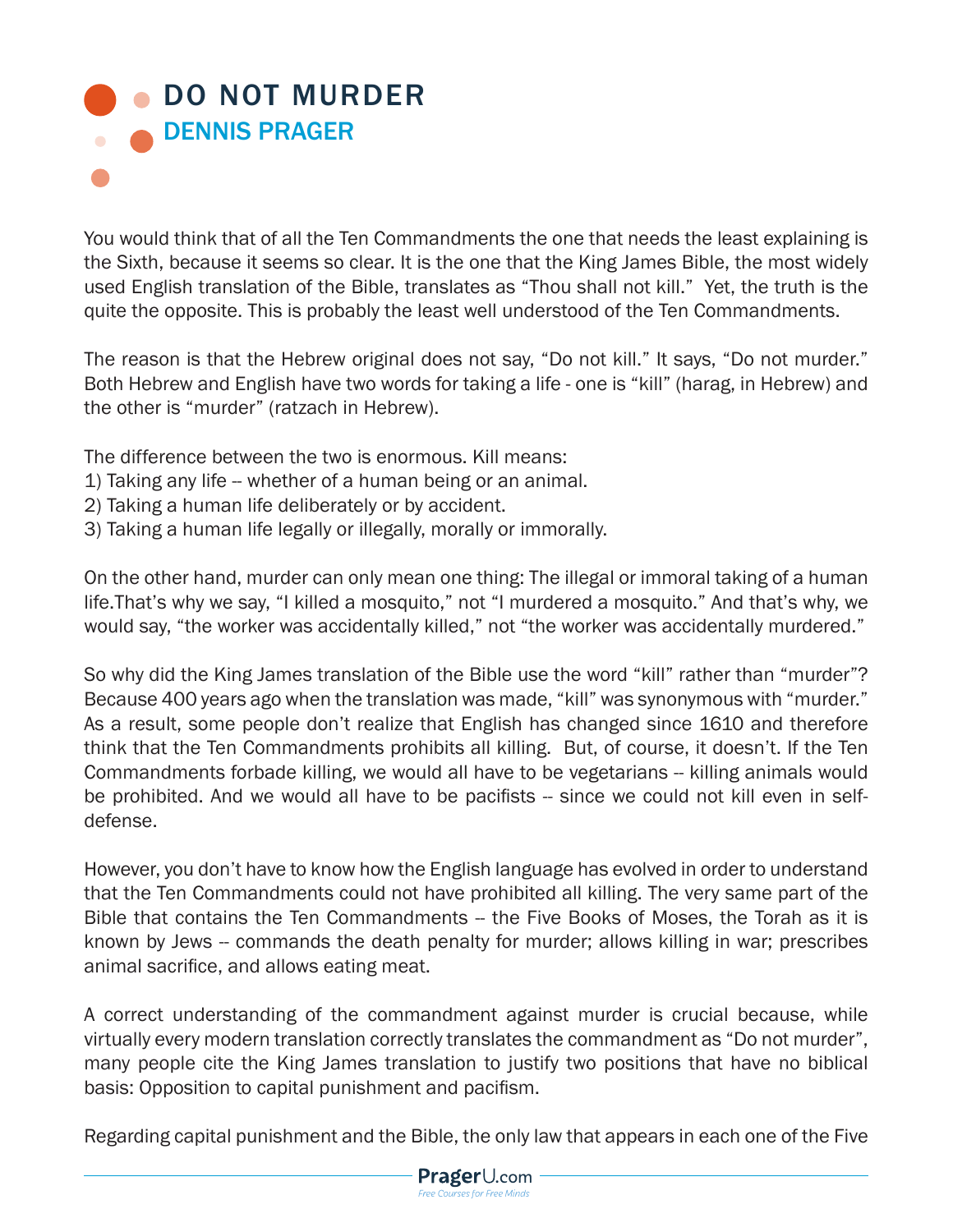# DO NOT MURDER

## DENNIS PRAGER

You would think that of all the Ten Commandments the one that needs the least explaining is the Sixth, because it seems so clear. It is the one that the King James Bible, the most widely used English translation of the Bible, translates as "Thou shall not kill." Yet, the truth is the quite the opposite. This is probably the least well understood of the Ten Commandments.

The reason is that the Hebrew original does not say, "Do not kill." It says, "Do not murder." Both Hebrew and English have two words for taking a life - one is "kill" (harag, in Hebrew) and the other is "murder" (ratzach in Hebrew).

The difference between the two is enormous. Kill means:
1) Taking any life -- whether of a human being or an animal.
2) Taking a human life deliberately or by accident.
3) Taking a human life legally or illegally, morally or immorally.

On the other hand, murder can only mean one thing: The illegal or immoral taking of a human life.That's why we say, "I killed a mosquito," not "I murdered a mosquito." And that's why, we would say, "the worker was accidentally killed," not "the worker was accidentally murdered."

So why did the King James translation of the Bible use the word "kill" rather than "murder"? Because 400 years ago when the translation was made, "kill" was synonymous with "murder." As a result, some people don't realize that English has changed since 1610 and therefore think that the Ten Commandments prohibits all killing. But, of course, it doesn't. If the Ten Commandments forbade killing, we would all have to be vegetarians -- killing animals would be prohibited. And we would all have to be pacifists -- since we could not kill even in self-defense.

However, you don't have to know how the English language has evolved in order to understand that the Ten Commandments could not have prohibited all killing. The very same part of the Bible that contains the Ten Commandments -- the Five Books of Moses, the Torah as it is known by Jews -- commands the death penalty for murder; allows killing in war; prescribes animal sacrifice, and allows eating meat.

A correct understanding of the commandment against murder is crucial because, while virtually every modern translation correctly translates the commandment as "Do not murder", many people cite the King James translation to justify two positions that have no biblical basis: Opposition to capital punishment and pacifism.

Regarding capital punishment and the Bible, the only law that appears in each one of the Five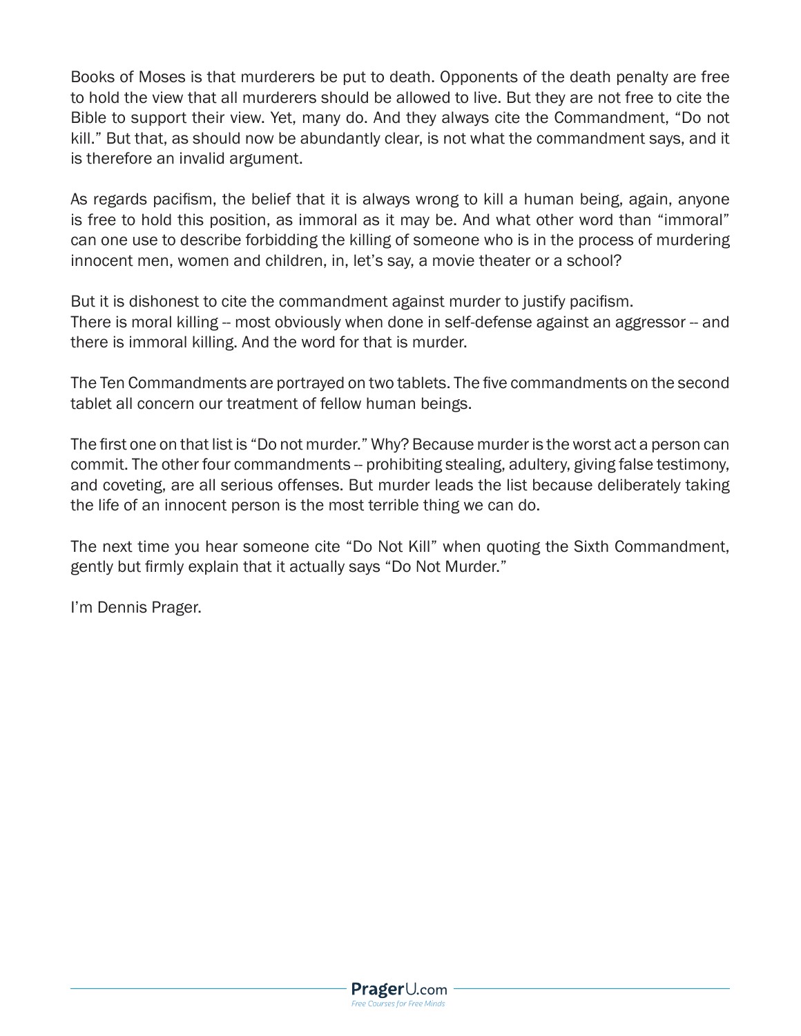Books of Moses is that murderers be put to death. Opponents of the death penalty are free to hold the view that all murderers should be allowed to live. But they are not free to cite the Bible to support their view. Yet, many do. And they always cite the Commandment, "Do not kill." But that, as should now be abundantly clear, is not what the commandment says, and it is therefore an invalid argument.

As regards pacifism, the belief that it is always wrong to kill a human being, again, anyone is free to hold this position, as immoral as it may be. And what other word than "immoral" can one use to describe forbidding the killing of someone who is in the process of murdering innocent men, women and children, in, let's say, a movie theater or a school?

But it is dishonest to cite the commandment against murder to justify pacifism.
There is moral killing -- most obviously when done in self-defense against an aggressor -- and there is immoral killing. And the word for that is murder.

The Ten Commandments are portrayed on two tablets. The five commandments on the second tablet all concern our treatment of fellow human beings.

The first one on that list is "Do not murder." Why? Because murder is the worst act a person can commit. The other four commandments -- prohibiting stealing, adultery, giving false testimony, and coveting, are all serious offenses. But murder leads the list because deliberately taking the life of an innocent person is the most terrible thing we can do.

The next time you hear someone cite "Do Not Kill" when quoting the Sixth Commandment, gently but firmly explain that it actually says "Do Not Murder."

I'm Dennis Prager.